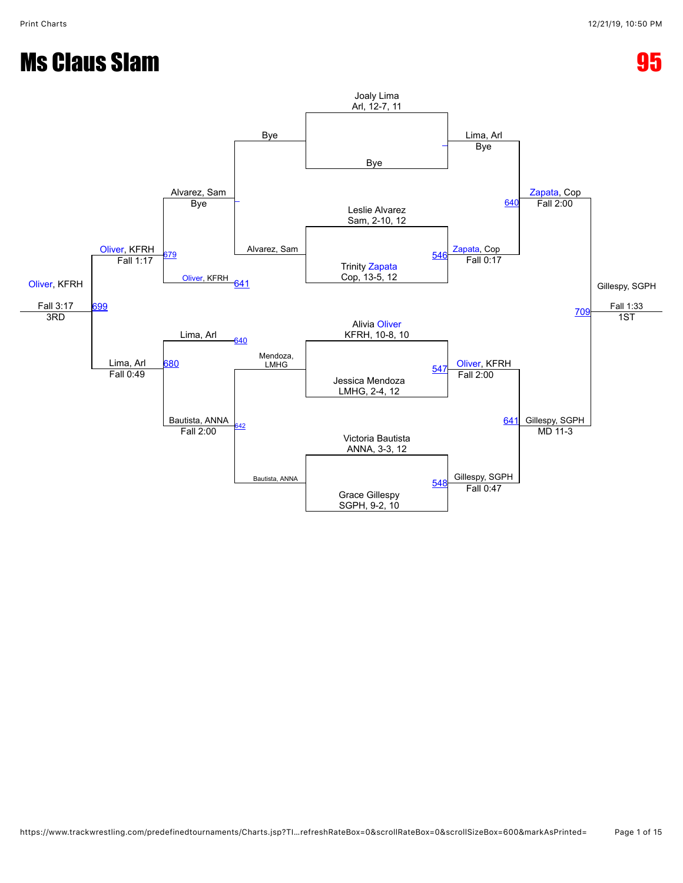# Ms Claus Slam

**95**

## Championship Bracket

**First round**

- Joaly Lima, Arl, 12-7, 11 vs. Bye → Lima, Arl (Bye)
- Leslie Alvarez, Sam, 2-10, 12 vs. Trinity Zapata, Cop, 13-5, 12 → Match 546: Zapata, Cop (Fall 0:17)
- Alivia Oliver, KFRH, 10-8, 10 vs. Jessica Mendoza, LMHG, 2-4, 12 → Match 547: Oliver, KFRH (Fall 2:00)
- Victoria Bautista, ANNA, 3-3, 12 vs. Grace Gillespy, SGPH, 9-2, 10 → Match 548: Gillespy, SGPH (Fall 0:47)

**Semifinals**

- Match 640: Lima, Arl vs. Zapata, Cop → Zapata, Cop (Fall 2:00)
- Match 641: Oliver, KFRH vs. Gillespy, SGPH → Gillespy, SGPH (MD 11-3)

**Final**

- Match 709: Zapata, Cop vs. Gillespy, SGPH → Gillespy, SGPH (Fall 1:33) — 1ST

## Consolation Bracket

**First round**

- Bye vs. Alvarez, Sam → Alvarez, Sam (Bye)
- Mendoza, LMHG vs. Bautista, ANNA → Match 642: Bautista, ANNA

**Consolation second round**

- Alvarez, Sam vs. Oliver, KFRH (loser of 641) → Match 679: Oliver, KFRH (Fall 1:17)
- Lima, Arl (loser of 640) vs. Bautista, ANNA → Match 680: Lima, Arl (Fall 0:49)

Note: Bautista, ANNA is listed with Fall 2:00 (result of Match 642).

**3rd place**

- Match 699: Oliver, KFRH vs. Lima, Arl → Oliver, KFRH (Fall 3:17) — 3RD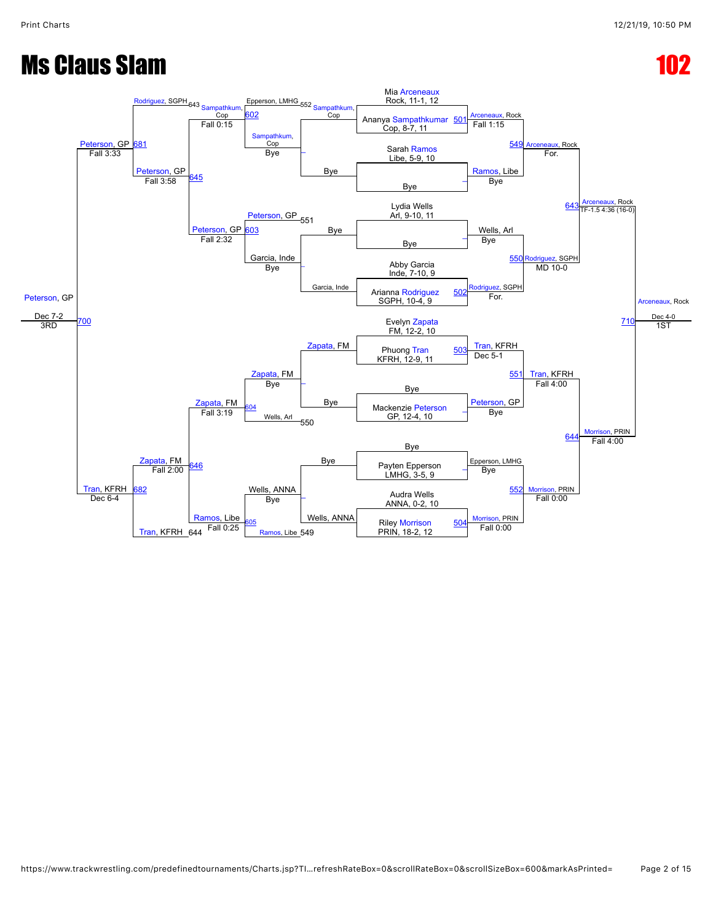# Ms Claus Slam

# 102

## Championship Bracket

| Bout | Wrestler 1 | Wrestler 2 | Winner | Result |
|---|---|---|---|---|
| 501 | Mia Arceneaux, Rock, 11-1, 12 | Ananya Sampathkumar, Cop, 8-7, 11 | Arceneaux, Rock | Fall 1:15 |
| – | Sarah Ramos, Libe, 5-9, 10 | Bye | Ramos, Libe | Bye |
| – | Lydia Wells, Arl, 9-10, 11 | Bye | Wells, Arl | Bye |
| 502 | Abby Garcia, Inde, 7-10, 9 | Arianna Rodriguez, SGPH, 10-4, 9 | Rodriguez, SGPH | For. |
| 503 | Evelyn Zapata, FM, 12-2, 10 | Phuong Tran, KFRH, 12-9, 11 | Tran, KFRH | Dec 5-1 |
| – | Bye | Mackenzie Peterson, GP, 12-4, 10 | Peterson, GP | Bye |
| – | Bye | Payten Epperson, LMHG, 3-5, 9 | Epperson, LMHG | Bye |
| 504 | Audra Wells, ANNA, 0-2, 10 | Riley Morrison, PRIN, 18-2, 12 | Morrison, PRIN | Fall 0:00 |
| 549 | Arceneaux, Rock | Ramos, Libe | Arceneaux, Rock | For. |
| 550 | Wells, Arl | Rodriguez, SGPH | Rodriguez, SGPH | MD 10-0 |
| 551 | Tran, KFRH | Peterson, GP | Tran, KFRH | Fall 4:00 |
| 552 | Epperson, LMHG | Morrison, PRIN | Morrison, PRIN | Fall 0:00 |
| 643 | Arceneaux, Rock | Rodriguez, SGPH | Arceneaux, Rock | TF-1.5 4:36 (16-0) |
| 644 | Tran, KFRH | Morrison, PRIN | Morrison, PRIN | Fall 4:00 |
| 710 | Arceneaux, Rock | Morrison, PRIN | Arceneaux, Rock | Dec 4-0 (1ST) |

## Consolation Bracket

| Bout | Wrestler 1 | Wrestler 2 | Winner | Result |
|---|---|---|---|---|
| – | Sampathkum, Cop | Bye | Sampathkum, Cop | Bye |
| – | Bye | Garcia, Inde | Garcia, Inde | Bye |
| – | Zapata, FM | Bye | Zapata, FM | Bye |
| – | Bye | Wells, ANNA | Wells, ANNA | Bye |
| 602 | Epperson, LMHG (552) | Sampathkum, Cop | Sampathkum, Cop | Fall 0:15 |
| 603 | Peterson, GP (551) | Garcia, Inde | Peterson, GP | Fall 2:32 |
| 604 | Zapata, FM | Wells, Arl (550) | Zapata, FM | Fall 3:19 |
| 605 | Wells, ANNA | Ramos, Libe (549) | Ramos, Libe | Fall 0:25 |
| 645 | Sampathkum, Cop | Peterson, GP | Peterson, GP | Fall 3:58 |
| 646 | Zapata, FM | Ramos, Libe | Zapata, FM | Fall 2:00 |
| 681 | Rodriguez, SGPH (643) | Peterson, GP | Peterson, GP | Fall 3:33 |
| 682 | Zapata, FM | Tran, KFRH (644) | Tran, KFRH | Dec 6-4 |
| 700 | Peterson, GP | Tran, KFRH | Peterson, GP | Dec 7-2 (3RD) |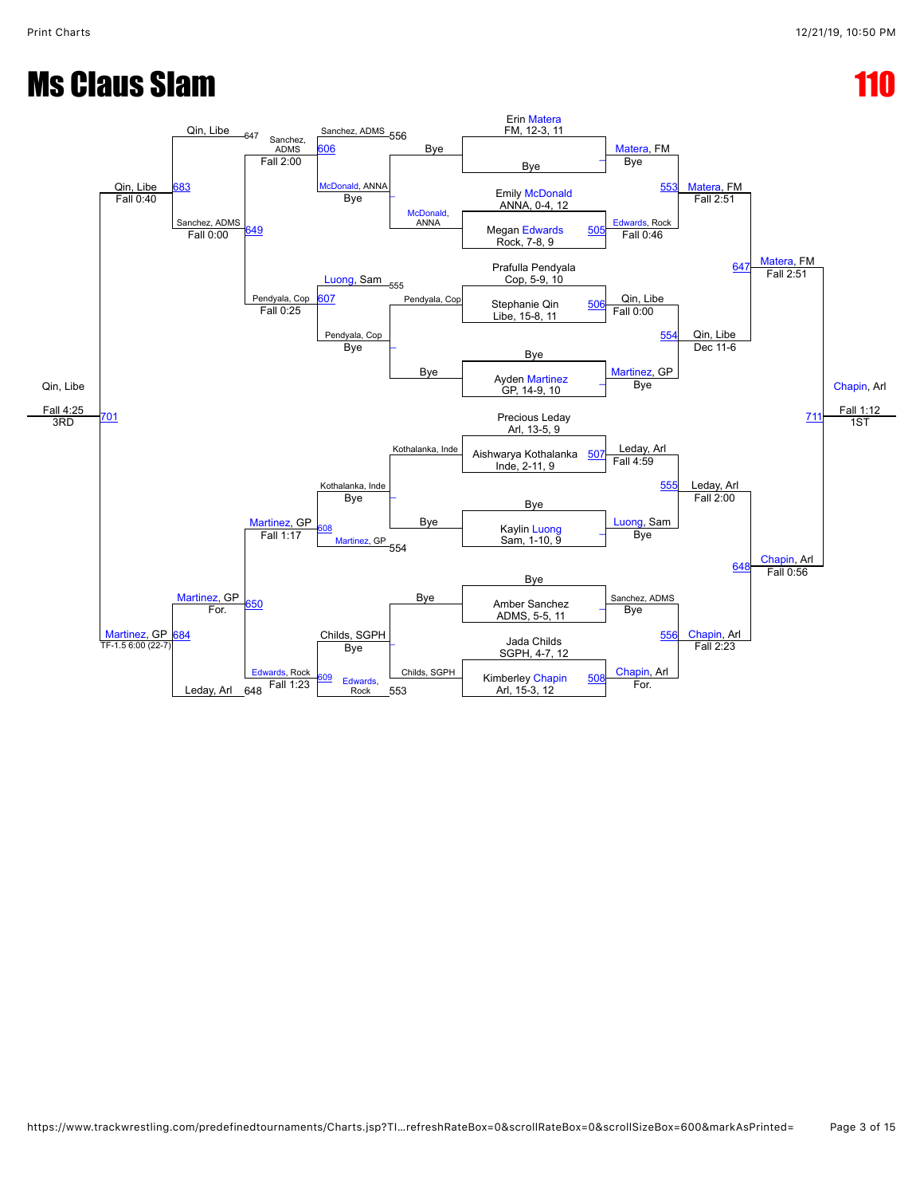# Ms Claus Slam

# 110

## Championship Bracket

**Erin Matera** FM, 12-3, 11 — Bye
Matera, FM — Bye

**Emily McDonald** ANNA, 0-4, 12
**Megan Edwards** Rock, 7-8, 9
505: Edwards, Rock — Fall 0:46

553: Matera, FM — Fall 2:51

**Prafulla Pendyala** Cop, 5-9, 10
**Stephanie Qin** Libe, 15-8, 11
506: Qin, Libe — Fall 0:00

Bye
**Ayden Martinez** GP, 14-9, 10
Martinez, GP — Bye

554: Qin, Libe — Dec 11-6

647: Matera, FM — Fall 2:51

**Precious Leday** Arl, 13-5, 9
**Aishwarya Kothalanka** Inde, 2-11, 9
507: Leday, Arl — Fall 4:59

Bye
**Kaylin Luong** Sam, 1-10, 9
Luong, Sam — Bye

555: Leday, Arl — Fall 2:00

Bye
**Amber Sanchez** ADMS, 5-5, 11
Sanchez, ADMS — Bye

**Jada Childs** SGPH, 4-7, 12
**Kimberley Chapin** Arl, 15-3, 12
508: Chapin, Arl — For.

556: Chapin, Arl — Fall 2:23

648: Chapin, Arl — Fall 0:56

711: **Chapin, Arl** — Fall 1:12 — 1ST

## Consolation Bracket

556: Sanchez, ADMS vs Bye
553: McDonald, ANNA vs Bye
606: Sanchez, ADMS vs McDonald, ANNA — McDonald, ANNA: Bye; Sanchez, ADMS — Fall 2:00

555: Luong, Sam vs Pendyala, Cop
Pendyala, Cop vs Bye
607: Pendyala, Cop — Fall 0:25

649: Sanchez, ADMS — Fall 0:00

647: Qin, Libe
683: Qin, Libe — Fall 0:40

Kothalanka, Inde vs Bye
554: Kothalanka, Inde — Bye; Martinez, GP
608: Martinez, GP — Fall 1:17

Childs, SGPH vs Bye
553: Childs, SGPH — Bye; Edwards, Rock
609: Edwards, Rock — Fall 1:23

650: Martinez, GP — For.

648: Leday, Arl
684: Martinez, GP — TF-1.5 6:00 (22-7)

701: **Qin, Libe** — Fall 4:25 — 3RD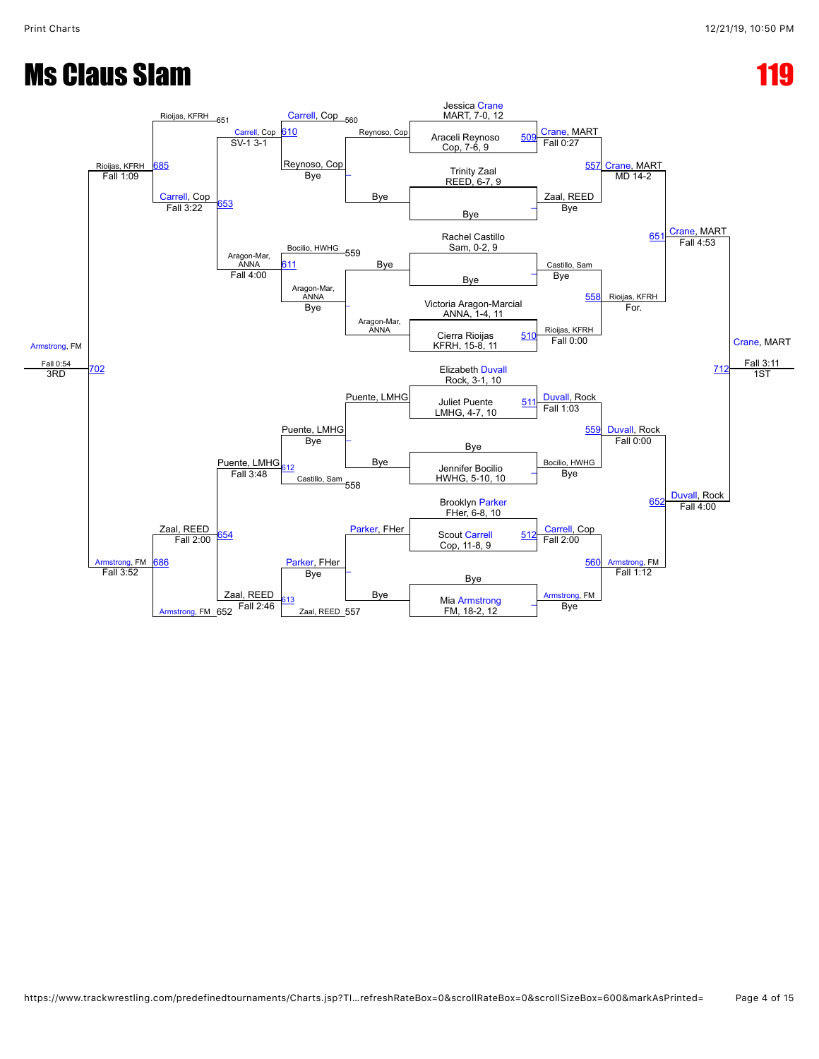# Ms Claus Slam

# 119

## Championship Bracket

| Seed / Wrestler | Match | Winner | Result |
|---|---|---|---|
| Jessica Crane, MART, 7-0, 12 vs. Araceli Reynoso, Cop, 7-6, 9 | 509 | Crane, MART | Fall 0:27 |
| Trinity Zaal, REED, 6-7, 9 vs. Bye | – | Zaal, REED | Bye |
| Rachel Castillo, Sam, 0-2, 9 vs. Bye | – | Castillo, Sam | Bye |
| Victoria Aragon-Marcial, ANNA, 1-4, 11 vs. Cierra Rioijas, KFRH, 15-8, 11 | 510 | Rioijas, KFRH | Fall 0:00 |
| Elizabeth Duvall, Rock, 3-1, 10 vs. Juliet Puente, LMHG, 4-7, 10 | 511 | Duvall, Rock | Fall 1:03 |
| Bye vs. Jennifer Bocilio, HWHG, 5-10, 10 | – | Bocilio, HWHG | Bye |
| Brooklyn Parker, FHer, 6-8, 10 vs. Scout Carrell, Cop, 11-8, 9 | 512 | Carrell, Cop | Fall 2:00 |
| Bye vs. Mia Armstrong, FM, 18-2, 12 | – | Armstrong, FM | Bye |

| Quarterfinals | Match | Winner | Result |
|---|---|---|---|
| Crane, MART vs. Zaal, REED | 557 | Crane, MART | MD 14-2 |
| Castillo, Sam vs. Rioijas, KFRH | 558 | Rioijas, KFRH | For. |
| Duvall, Rock vs. Bocilio, HWHG | 559 | Duvall, Rock | Fall 0:00 |
| Carrell, Cop vs. Armstrong, FM | 560 | Armstrong, FM | Fall 1:12 |

| Semifinals | Match | Winner | Result |
|---|---|---|---|
| Crane, MART vs. Rioijas, KFRH | 651 | Crane, MART | Fall 4:53 |
| Duvall, Rock vs. Armstrong, FM | 652 | Duvall, Rock | Fall 4:00 |

| Final | Match | Winner | Result |
|---|---|---|---|
| Crane, MART vs. Duvall, Rock | 712 | Crane, MART | Fall 3:11 — 1ST |

## Consolation Bracket

| Round | Match | Competitors | Winner | Result |
|---|---|---|---|---|
| Cons. R1 | – | Reynoso, Cop (L 560) vs. Bye | Reynoso, Cop | Bye |
| Cons. R1 | – | Bye vs. Aragon-Mar, ANNA | Aragon-Mar, ANNA | Bye |
| Cons. R1 | – | Puente, LMHG vs. Bye | Puente, LMHG | Bye |
| Cons. R1 | – | Parker, FHer vs. Bye | Parker, FHer | Bye |
| Cons. R2 | 610 | Carrell, Cop (L 560) vs. Reynoso, Cop | Carrell, Cop | SV-1 3-1 |
| Cons. R2 | 611 | Bocilio, HWHG (L 559) vs. Aragon-Mar, ANNA | Aragon-Mar, ANNA | Fall 4:00 |
| Cons. R2 | 612 | Puente, LMHG vs. Castillo, Sam (L 558) | Puente, LMHG | Fall 3:48 |
| Cons. R2 | 613 | Parker, FHer vs. Zaal, REED (L 557) | Zaal, REED | Fall 2:46 |
| Cons. QF | 653 | Carrell, Cop vs. Aragon-Mar, ANNA | Carrell, Cop | Fall 3:22 |
| Cons. QF | 654 | Puente, LMHG vs. Zaal, REED | Zaal, REED | Fall 2:00 |
| Cons. SF | 685 | Rioijas, KFRH (L 651) vs. Carrell, Cop | Rioijas, KFRH | Fall 1:09 |
| Cons. SF | 686 | Zaal, REED vs. Armstrong, FM (L 652) | Armstrong, FM | Fall 3:52 |
| 3rd Place | 702 | Rioijas, KFRH vs. Armstrong, FM | Armstrong, FM | Fall 0:54 — 3RD |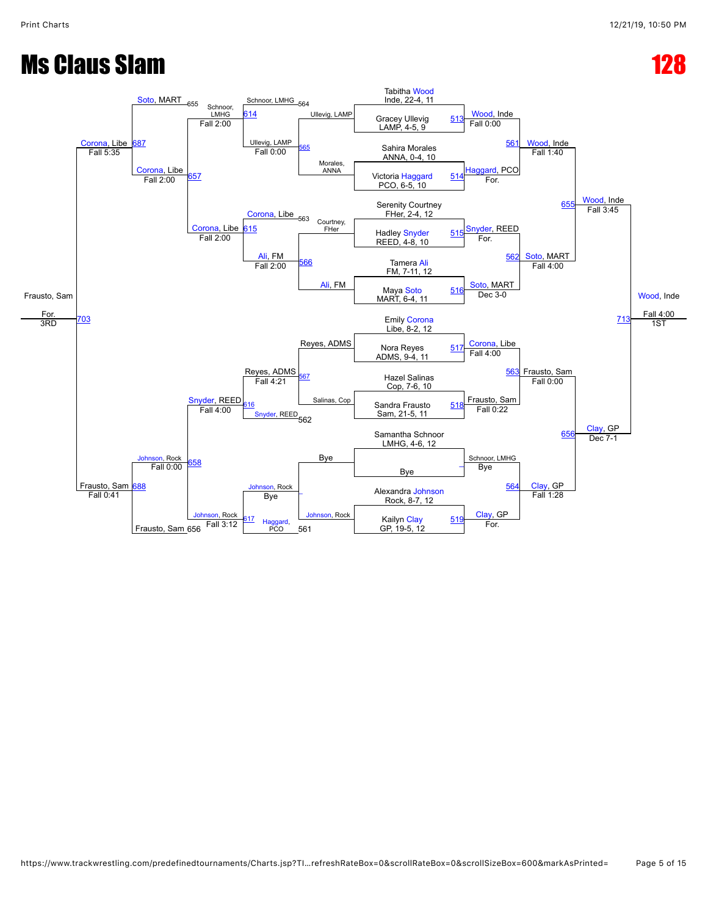# Ms Claus Slam

# 128

**Championship Bracket**

| Match | Wrestler 1 | Wrestler 2 | Winner | Result |
|---|---|---|---|---|
| 513 | Tabitha Wood, Inde, 22-4, 11 | Gracey Ullevig, LAMP, 4-5, 9 | Wood, Inde | Fall 0:00 |
| 514 | Sahira Morales, ANNA, 0-4, 10 | Victoria Haggard, PCO, 6-5, 10 | Haggard, PCO | For. |
| 515 | Serenity Courtney, FHer, 2-4, 12 | Hadley Snyder, REED, 4-8, 10 | Snyder, REED | For. |
| 516 | Tamera Ali, FM, 7-11, 12 | Maya Soto, MART, 6-4, 11 | Soto, MART | Dec 3-0 |
| 517 | Emily Corona, Libe, 8-2, 12 | Nora Reyes, ADMS, 9-4, 11 | Corona, Libe | Fall 4:00 |
| 518 | Hazel Salinas, Cop, 7-6, 10 | Sandra Frausto, Sam, 21-5, 11 | Frausto, Sam | Fall 0:22 |
| – | Samantha Schnoor, LMHG, 4-6, 12 | Bye | Schnoor, LMHG | Bye |
| 519 | Alexandra Johnson, Rock, 8-7, 12 | Kailyn Clay, GP, 19-5, 12 | Clay, GP | For. |
| 561 | Wood, Inde | Haggard, PCO | Wood, Inde | Fall 1:40 |
| 562 | Snyder, REED | Soto, MART | Soto, MART | Fall 4:00 |
| 563 | Corona, Libe | Frausto, Sam | Frausto, Sam | Fall 0:00 |
| 564 | Schnoor, LMHG | Clay, GP | Clay, GP | Fall 1:28 |
| 655 | Wood, Inde | Soto, MART | Wood, Inde | Fall 3:45 |
| 656 | Frausto, Sam | Clay, GP | Clay, GP | Dec 7-1 |
| 713 | Wood, Inde | Clay, GP | Wood, Inde | Fall 4:00 (1ST) |

**Consolation Bracket**

| Match | Wrestler 1 | Wrestler 2 | Winner | Result |
|---|---|---|---|---|
| 565 | Ullevig, LAMP | Morales, ANNA | Ullevig, LAMP | Fall 0:00 |
| 566 | Courtney, FHer | Ali, FM | Ali, FM | Fall 2:00 |
| 567 | Reyes, ADMS | Salinas, Cop | Reyes, ADMS | Fall 4:21 |
| – | Bye | Johnson, Rock | Johnson, Rock | Bye |
| 614 | Schnoor, LMHG (564) | Ullevig, LAMP | Schnoor, LMHG | Fall 2:00 |
| 615 | Corona, Libe (563) | Ali, FM | Corona, Libe | Fall 2:00 |
| 616 | Reyes, ADMS | Snyder, REED (562) | Snyder, REED | Fall 4:00 |
| 617 | Johnson, Rock | Haggard, PCO (561) | Johnson, Rock | Fall 3:12 |
| 687 | Soto, MART (655) | Corona, Libe | Corona, Libe | Fall 5:35 |
| 657 | Schnoor, LMHG | Corona, Libe | Corona, Libe | Fall 2:00 |
| 658 | Snyder, REED | Johnson, Rock | Johnson, Rock | Fall 0:00 |
| 688 | Johnson, Rock | Frausto, Sam (656) | Frausto, Sam | Fall 0:41 |
| 703 | Corona, Libe | Frausto, Sam | Frausto, Sam | For. (3RD) |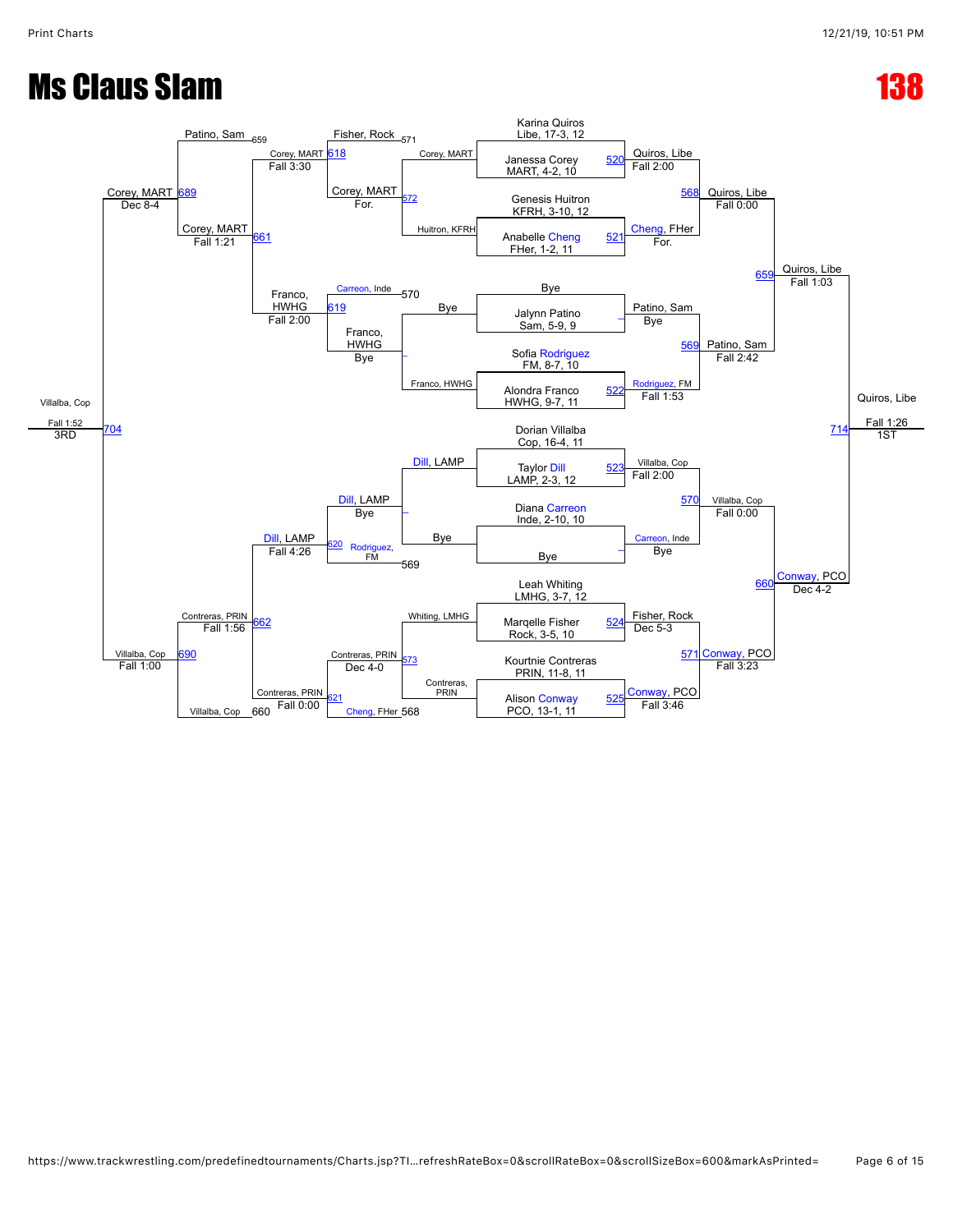# Ms Claus Slam

# 138

## Championship Bracket

**First round**

- Karina Quiros, Libe, 17-3, 12 — Bye
- Janessa Corey, MART, 4-2, 10 vs. Genesis Huitron, KFRH, 3-10, 12 — Bout 572 — Corey, MART (For.)
- Anabelle Cheng, FHer, 1-2, 11 — Bye
- Jalynn Patino, Sam, 5-9, 9 — Bye
- Sofia Rodriguez, FM, 8-7, 10 vs. Alondra Franco, HWHG, 9-7, 11 — Franco, HWHG (Bye)
- Dorian Villalba, Cop, 16-4, 11 — Bye
- Taylor Dill, LAMP, 2-3, 12 vs. Diana Carreon, Inde, 2-10, 10 — Dill, LAMP (Bye)
- Leah Whiting, LMHG, 3-7, 12 vs. Marqelle Fisher, Rock, 3-5, 10 — Whiting, LMHG
- Kourtnie Contreras, PRIN, 11-8, 11 vs. Alison Conway, PCO, 13-1, 11 — Bout 573 — Contreras, PRIN (Dec 4-0)

**Quarterfinals**

- Bout 520: Quiros, Libe over Corey, MART — Fall 2:00
- Bout 521: Cheng, FHer over Huitron, KFRH — For.
- Patino, Sam — Bye
- Bout 522: Rodriguez, FM over Franco, HWHG — Fall 1:53
- Bout 523: Villalba, Cop over Dill, LAMP — Fall 2:00
- Carreon, Inde — Bye
- Bout 524: Fisher, Rock over Whiting, LMHG — Dec 5-3
- Bout 525: Conway, PCO over Contreras, PRIN — Fall 3:46

**Semifinals**

- Bout 568: Quiros, Libe over Cheng, FHer — Fall 0:00
- Bout 569: Patino, Sam over Rodriguez, FM — Fall 2:42
- Bout 570: Villalba, Cop over Carreon, Inde — Fall 0:00
- Bout 571: Conway, PCO over Fisher, Rock — Fall 3:23

**Finals**

- Bout 659: Quiros, Libe over Patino, Sam — Fall 1:03
- Bout 660: Conway, PCO over Villalba, Cop — Dec 4-2
- Bout 714: Quiros, Libe over Conway, PCO — Fall 1:26 — **1ST**

## Consolation Bracket

- Bout 618: Corey, MART over Fisher, Rock (loser 571) — Fall 3:30
- Bout 619: Franco, HWHG over Carreon, Inde (loser 570) — Fall 2:00
- Bout 620: Dill, LAMP over Rodriguez, FM (loser 569) — Fall 4:26
- Bout 621: Contreras, PRIN over Cheng, FHer (loser 568) — Fall 0:00
- Bout 661: Corey, MART over Franco, HWHG — Fall 1:21
- Bout 662: Contreras, PRIN over Dill, LAMP — Fall 1:56
- Bout 689: Corey, MART over Patino, Sam (loser 659) — Dec 8-4
- Bout 690: Villalba, Cop (loser 660) over Contreras, PRIN — Fall 1:00
- Bout 704: Villalba, Cop over Corey, MART — Fall 1:52 — **3RD**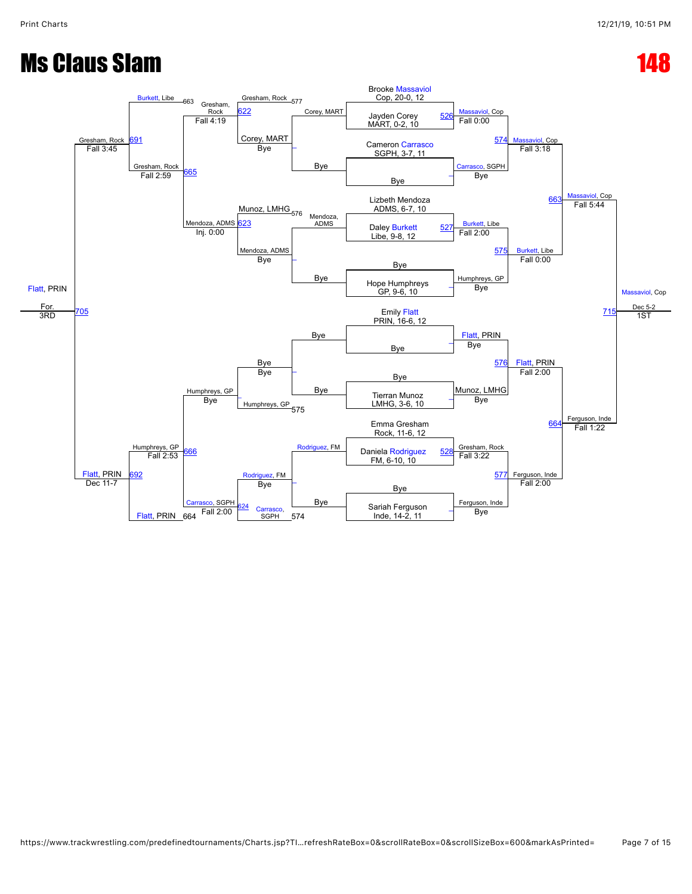# Ms Claus Slam

# 148

## Championship Bracket

**Seeds / Entrants:**

- Brooke Massaviol — Cop, 20-0, 12
- Jayden Corey — MART, 0-2, 10
- Cameron Carrasco — SGPH, 3-7, 11
- Bye
- Lizbeth Mendoza — ADMS, 6-7, 10
- Daley Burkett — Libe, 9-8, 12
- Bye
- Hope Humphreys — GP, 9-6, 10
- Emily Flatt — PRIN, 16-6, 12
- Bye
- Bye
- Tierran Munoz — LMHG, 3-6, 10
- Emma Gresham — Rock, 11-6, 12
- Daniela Rodriguez — FM, 6-10, 10
- Bye
- Sariah Ferguson — Inde, 14-2, 11

**Round 1:**

- 526: Massaviol, Cop — Fall 0:00
- Carrasco, SGPH — Bye
- 527: Burkett, Libe — Fall 2:00
- Humphreys, GP — Bye
- Flatt, PRIN — Bye
- Munoz, LMHG — Bye
- 528: Gresham, Rock — Fall 3:22
- Ferguson, Inde — Bye

**Quarterfinals:**

- 574: Massaviol, Cop — Fall 3:18
- 575: Burkett, Libe — Fall 0:00
- 576: Flatt, PRIN — Fall 2:00
- 577: Ferguson, Inde — Fall 2:00

**Semifinals:**

- 663: Massaviol, Cop — Fall 5:44
- 664: Ferguson, Inde — Fall 1:22

**Final:**

- 715: Massaviol, Cop — Dec 5-2 — 1ST

## Consolation Bracket

**Round 1:**

- Corey, MART — Bye (loser of 577 slot: Corey, MART / Bye)
- Mendoza, ADMS — Bye (Mendoza, ADMS / Bye)
- Bye / Bye — Bye
- Rodriguez, FM — Bye (Rodriguez, FM / Bye)

**Round 2:**

- 622: Gresham, Rock (Gresham, Rock 577 vs Corey, MART) — Fall 4:19
- 623: Mendoza, ADMS (Munoz, LMHG 576 vs Mendoza, ADMS) — Inj. 0:00
- Humphreys, GP (Bye vs Humphreys, GP 575) — Bye
- 624: Carrasco, SGPH (Rodriguez, FM vs Carrasco, SGPH 574) — Fall 2:00

**Round 3:**

- 665: Gresham, Rock (Gresham, Rock vs Mendoza, ADMS) — Fall 2:59
- 666: Humphreys, GP (Humphreys, GP vs Carrasco, SGPH) — Fall 2:53

**Round 4:**

- 691: Gresham, Rock (Burkett, Libe 663 vs Gresham, Rock) — Fall 3:45
- 692: Flatt, PRIN (Humphreys, GP vs Flatt, PRIN 664) — Dec 11-7

**3rd Place:**

- 705: Flatt, PRIN — For. — 3RD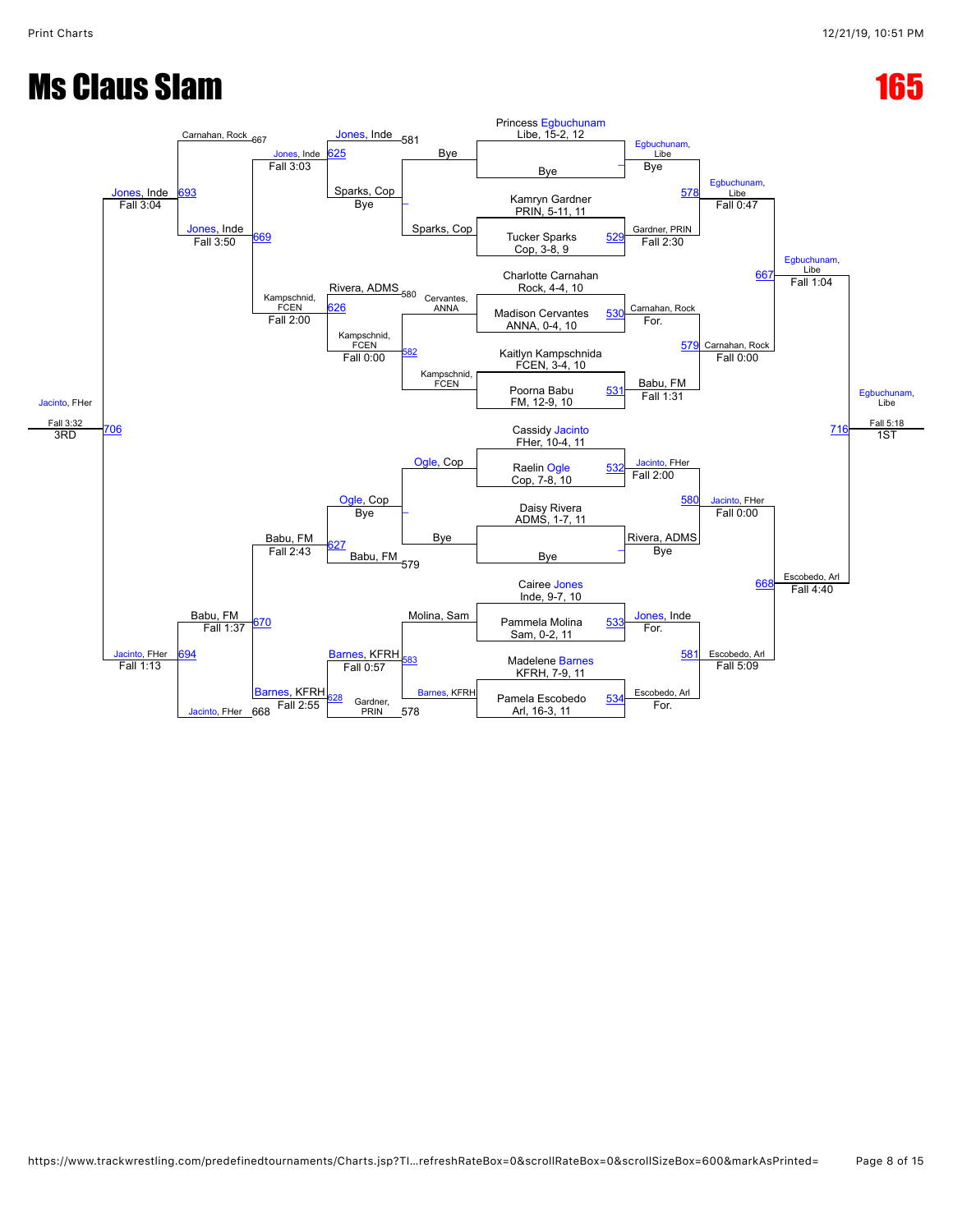# Ms Claus Slam

# 165

## Championship Bracket

**Entrants (seed order):**

- Princess Egbuchunam, Libe, 15-2, 12
- Bye
- Kamryn Gardner, PRIN, 5-11, 11
- Tucker Sparks, Cop, 3-8, 9
- Charlotte Carnahan, Rock, 4-4, 10
- Madison Cervantes, ANNA, 0-4, 10
- Kaitlyn Kampschnida, FCEN, 3-4, 10
- Poorna Babu, FM, 12-9, 10
- Cassidy Jacinto, FHer, 10-4, 11
- Raelin Ogle, Cop, 7-8, 10
- Daisy Rivera, ADMS, 1-7, 11
- Bye
- Cairee Jones, Inde, 9-7, 10
- Pammela Molina, Sam, 0-2, 11
- Madelene Barnes, KFRH, 7-9, 11
- Pamela Escobedo, Arl, 16-3, 11

**Round 1:**

- Egbuchunam, Libe – Bye
- 529: Gardner, PRIN – Fall 2:30
- 530: Carnahan, Rock – For.
- 531: Babu, FM – Fall 1:31
- 532: Jacinto, FHer – Fall 2:00
- Rivera, ADMS – Bye
- 533: Jones, Inde – For.
- 534: Escobedo, Arl – For.

**Quarterfinals:**

- 578: Egbuchunam, Libe – Fall 0:47
- 579: Carnahan, Rock – Fall 0:00
- 580: Jacinto, FHer – Fall 0:00
- 581: Escobedo, Arl – Fall 5:09

**Semifinals:**

- 667: Egbuchunam, Libe – Fall 1:04
- 668: Escobedo, Arl – Fall 4:40

**Final:**

- 716: Egbuchunam, Libe – Fall 5:18 – 1ST

## Consolation Bracket

**Cons. Round 1:**

- Bye vs Sparks, Cop → Sparks, Cop – Bye
- Cervantes, ANNA vs Kampschnid, FCEN → 582: Kampschnid, FCEN – Fall 0:00
- Ogle, Cop vs Bye → Ogle, Cop – Bye
- Molina, Sam vs Barnes, KFRH → 583: Barnes, KFRH – Fall 0:57

**Cons. Round 2:**

- Jones, Inde (581) vs Sparks, Cop → 625: Jones, Inde – Fall 3:03
- Rivera, ADMS (580) vs Kampschnid, FCEN → 626: Kampschnid, FCEN – Fall 2:00
- Ogle, Cop vs Babu, FM (579) → 627: Babu, FM – Fall 2:43
- Barnes, KFRH vs Gardner, PRIN (578) → 628: Barnes, KFRH – Fall 2:55

**Cons. Semis:**

- Carnahan, Rock (667) vs Jones, Inde → 669: Jones, Inde – Fall 3:50
- Babu, FM vs Barnes, KFRH → 670: Babu, FM – Fall 1:37

**Cons. Round:**

- 693: Jones, Inde – Fall 3:04
- Jacinto, FHer (668) vs Babu, FM → 694: Jacinto, FHer – Fall 1:13

**3rd Place:**

- 706: Jacinto, FHer – Fall 3:32 – 3RD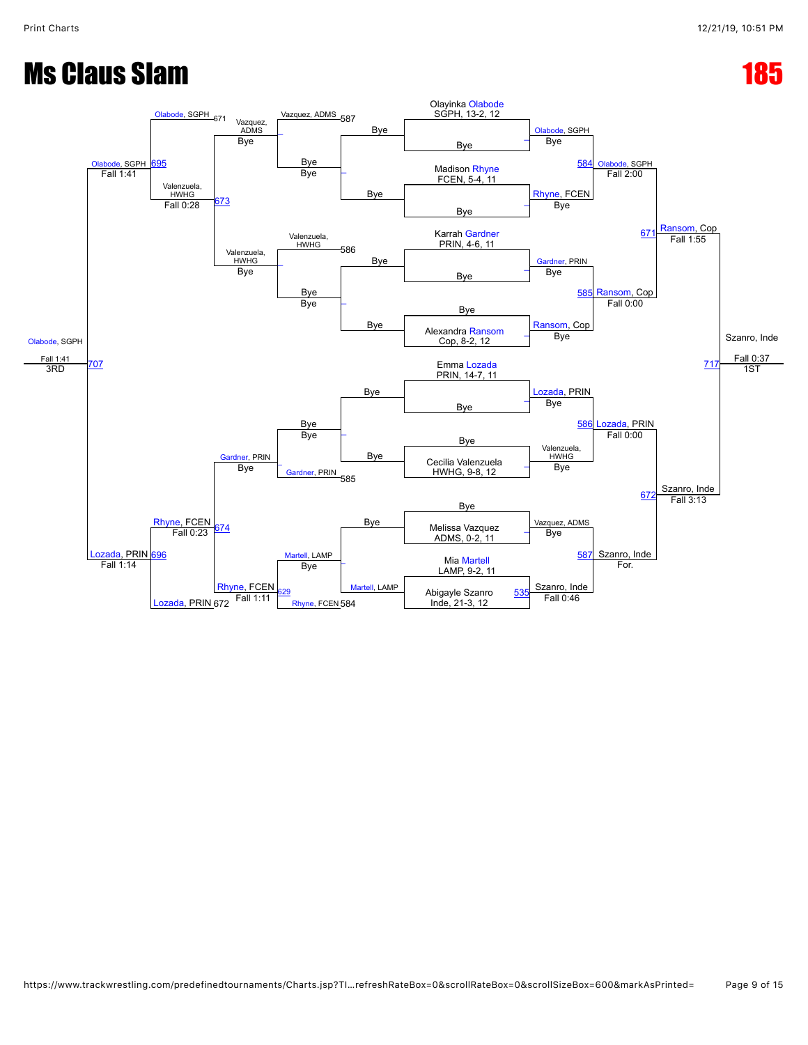# Ms Claus Slam

# 185

## Championship Bracket

**Round 1 / Quarterfinals**

- Olayinka Olabode, SGPH, 13-2, 12 — Bye → Olabode, SGPH (Bye)
- Madison Rhyne, FCEN, 5-4, 11 — Bye → Rhyne, FCEN (Bye)
- Karrah Gardner, PRIN, 4-6, 11 — Bye → Gardner, PRIN (Bye)
- Alexandra Ransom, Cop, 8-2, 12 — Bye → Ransom, Cop (Bye)
- Emma Lozada, PRIN, 14-7, 11 — Bye → Lozada, PRIN (Bye)
- Cecilia Valenzuela, HWHG, 9-8, 12 — Bye → Valenzuela, HWHG (Bye)
- Melissa Vazquez, ADMS, 0-2, 11 — Bye → Vazquez, ADMS (Bye)
- Mia Martell, LAMP, 9-2, 11 vs Abigayle Szanro, Inde, 21-3, 12 — 535 → Szanro, Inde (Fall 0:46)

**Semifinals**

- 584: Olabode, SGPH (Fall 2:00)
- 585: Ransom, Cop (Fall 0:00)
- 586: Lozada, PRIN (Fall 0:00)
- 587: Szanro, Inde (For.)

**Finals**

- 671: Ransom, Cop (Fall 1:55)
- 672: Szanro, Inde (Fall 3:13)

**1ST**

- 717: Szanro, Inde (Fall 0:37)

## Consolation Bracket

- 584: Rhyne, FCEN
- 585: Gardner, PRIN
- 586: Valenzuela, HWHG
- 587: Vazquez, ADMS
- Valenzuela, HWHG — Bye; Vazquez, ADMS — Bye; Bye; Bye
- Gardner, PRIN — Bye; Martell, LAMP — Bye
- 629: Rhyne, FCEN (Fall 1:11) over Martell, LAMP
- 671: Olabode, SGPH
- 672: Lozada, PRIN
- 673: Valenzuela, HWHG (Fall 0:28) over Vazquez, ADMS
- 674: Rhyne, FCEN (Fall 0:23) over Gardner, PRIN
- 695: Olabode, SGPH (Fall 1:41) over Valenzuela, HWHG
- 696: Lozada, PRIN (Fall 1:14) over Rhyne, FCEN

**3RD**

- 707: Olabode, SGPH (Fall 1:41) over Lozada, PRIN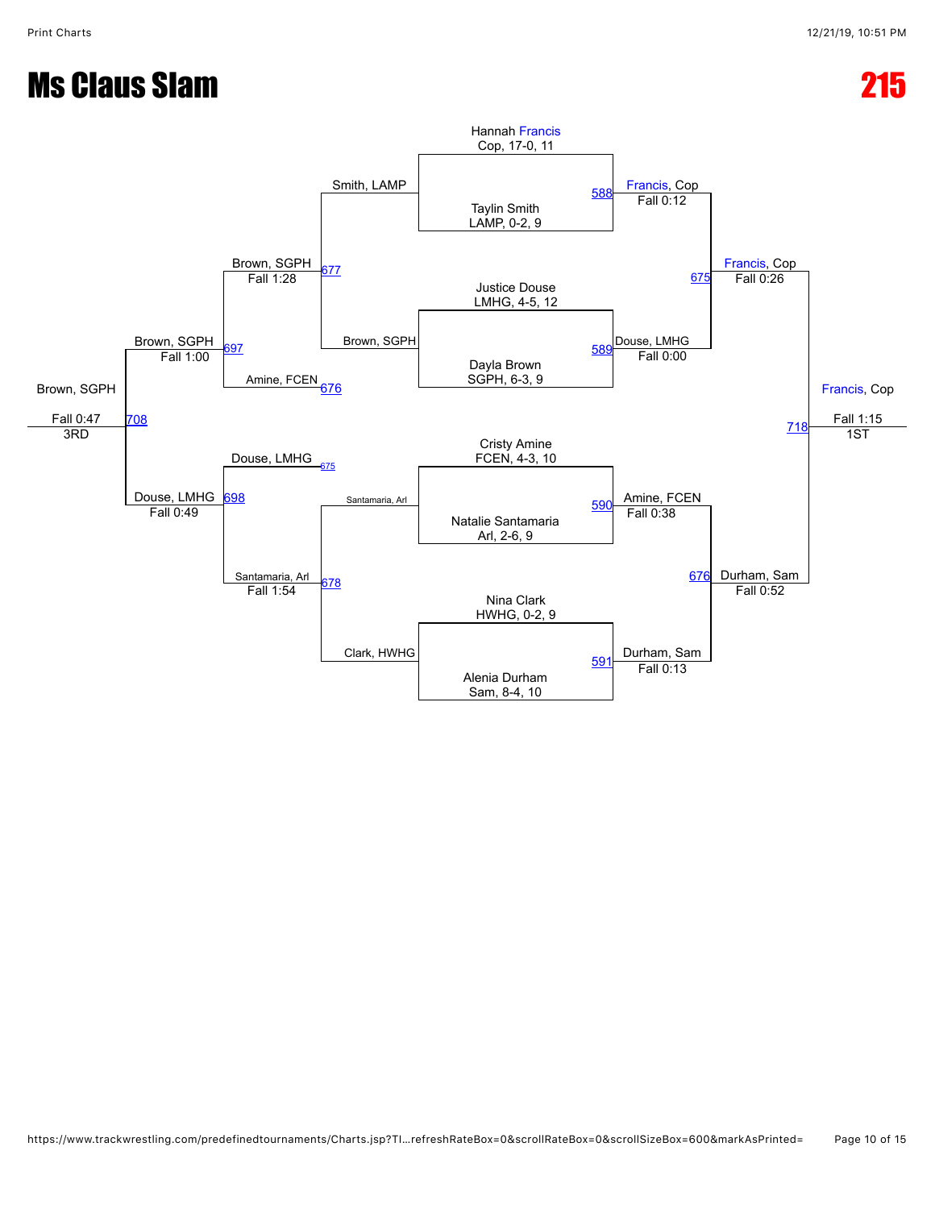# Ms Claus Slam

# 215

## Championship Bracket

**Round 1**

- Match 588: Hannah Francis (Cop, 17-0, 11) vs. Taylin Smith (LAMP, 0-2, 9) — Francis, Cop, Fall 0:12
- Match 589: Justice Douse (LMHG, 4-5, 12) vs. Dayla Brown (SGPH, 6-3, 9) — Douse, LMHG, Fall 0:00
- Match 590: Cristy Amine (FCEN, 4-3, 10) vs. Natalie Santamaria (Arl, 2-6, 9) — Amine, FCEN, Fall 0:38
- Match 591: Nina Clark (HWHG, 0-2, 9) vs. Alenia Durham (Sam, 8-4, 10) — Durham, Sam, Fall 0:13

**Semifinals**

- Match 675: Francis, Cop vs. Douse, LMHG — Francis, Cop, Fall 0:26
- Match 676: Amine, FCEN vs. Durham, Sam — Durham, Sam, Fall 0:52

**Final**

- Match 718: Francis, Cop vs. Durham, Sam — Francis, Cop, Fall 1:15 — 1ST

## Consolation Bracket

**Round 1**

- Match 677: Smith, LAMP vs. Brown, SGPH — Brown, SGPH, Fall 1:28
- Match 678: Santamaria, Arl vs. Clark, HWHG — Santamaria, Arl, Fall 1:54

**Consolation Semifinals**

- Match 697: Brown, SGPH vs. Amine, FCEN (676) — Brown, SGPH, Fall 1:00
- Match 698: Douse, LMHG (675) vs. Santamaria, Arl — Douse, LMHG, Fall 0:49

**3rd Place**

- Match 708: Brown, SGPH vs. Douse, LMHG — Brown, SGPH, Fall 0:47 — 3RD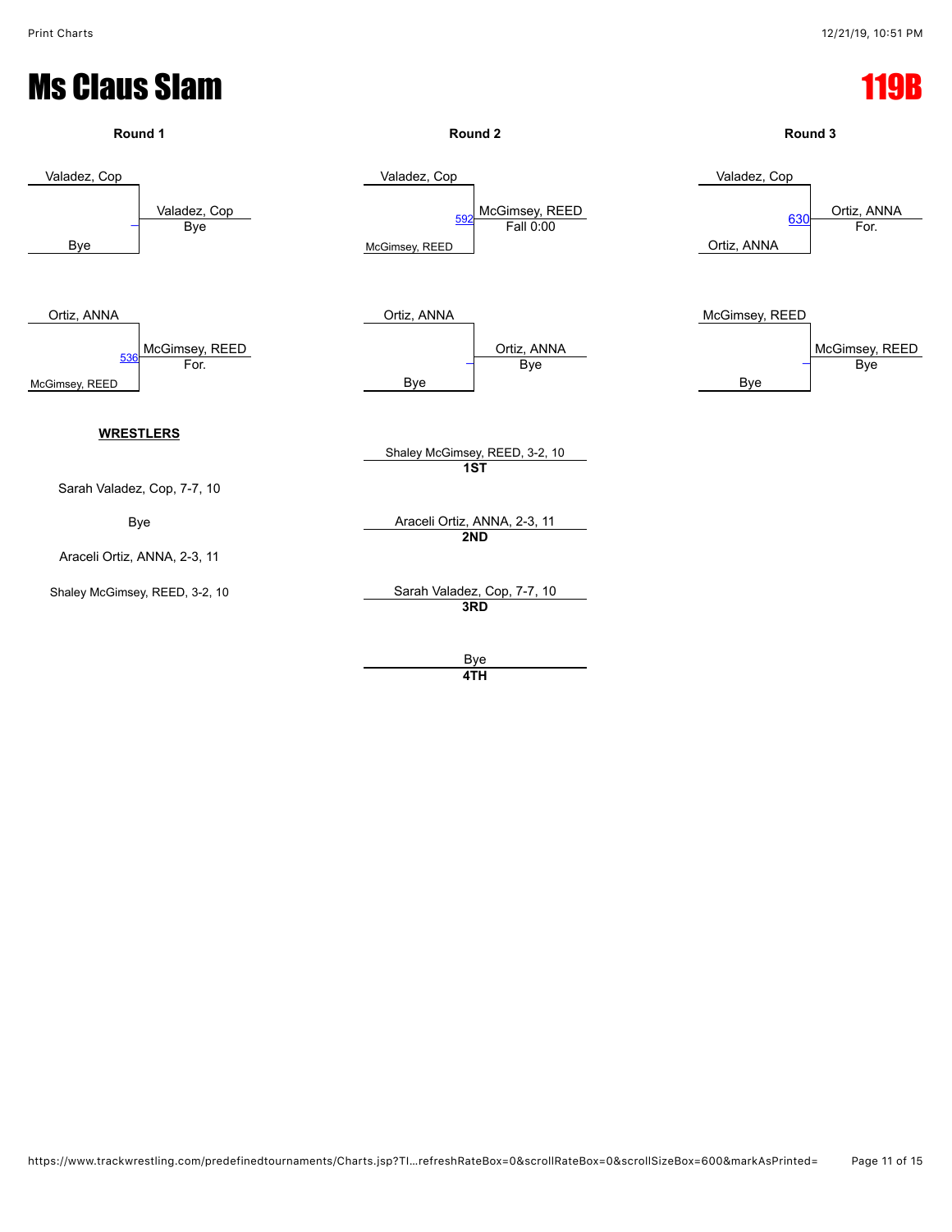# Ms Claus Slam

## 119B

### Round 1

| Match | Wrestler 1 | Wrestler 2 | Bout | Winner | Result |
|---|---|---|---|---|---|
| 1 | Valadez, Cop | Bye | – | Valadez, Cop | Bye |
| 2 | Ortiz, ANNA | McGimsey, REED | 536 | McGimsey, REED | For. |

### Round 2

| Match | Wrestler 1 | Wrestler 2 | Bout | Winner | Result |
|---|---|---|---|---|---|
| 1 | Valadez, Cop | McGimsey, REED | 592 | McGimsey, REED | Fall 0:00 |
| 2 | Ortiz, ANNA | Bye | – | Ortiz, ANNA | Bye |

### Round 3

| Match | Wrestler 1 | Wrestler 2 | Bout | Winner | Result |
|---|---|---|---|---|---|
| 1 | Valadez, Cop | Ortiz, ANNA | 630 | Ortiz, ANNA | For. |
| 2 | McGimsey, REED | Bye | – | McGimsey, REED | Bye |

### WRESTLERS

- Sarah Valadez, Cop, 7-7, 10
- Bye
- Araceli Ortiz, ANNA, 2-3, 11
- Shaley McGimsey, REED, 3-2, 10

### Placements

| Place | Wrestler |
|---|---|
| 1ST | Shaley McGimsey, REED, 3-2, 10 |
| 2ND | Araceli Ortiz, ANNA, 2-3, 11 |
| 3RD | Sarah Valadez, Cop, 7-7, 10 |
| 4TH | Bye |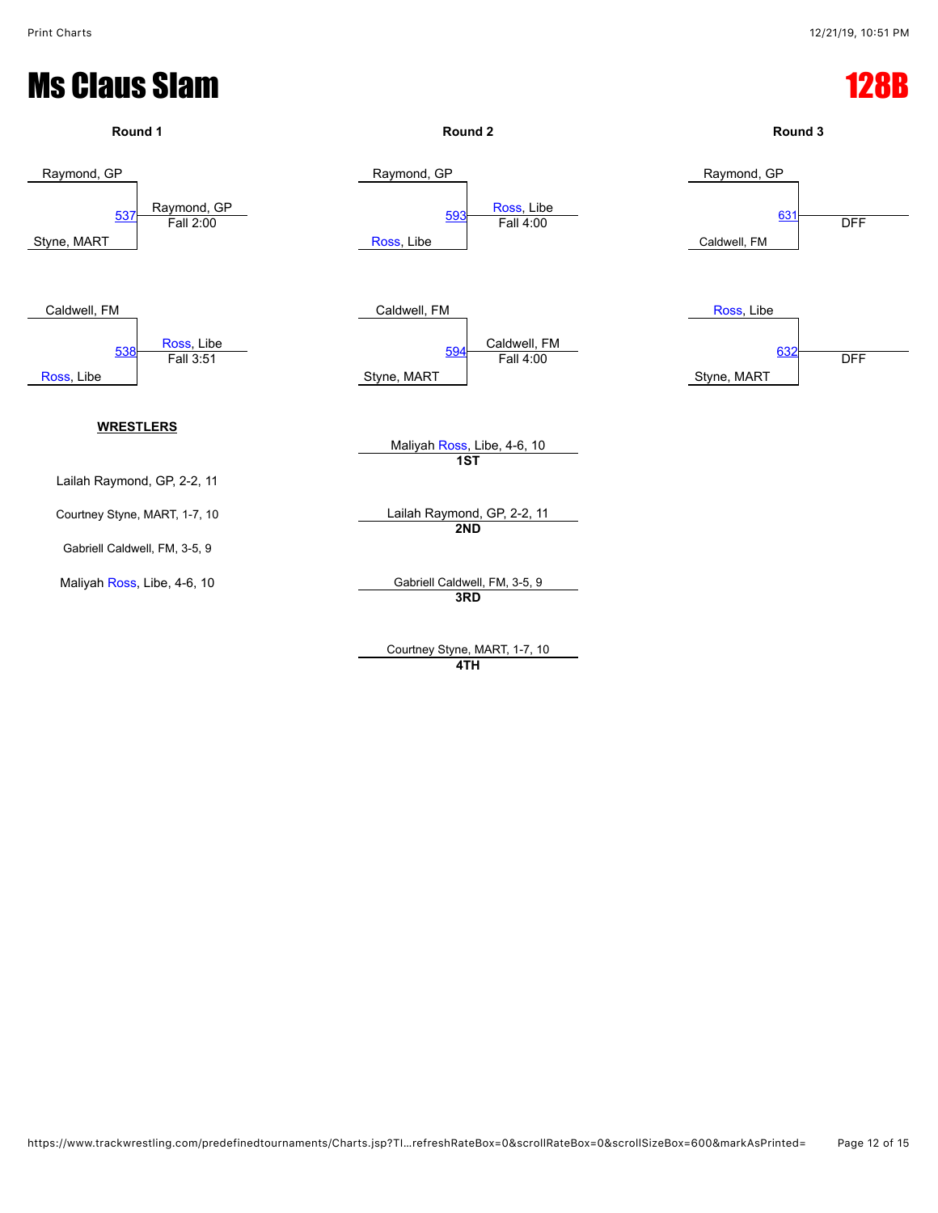# Ms Claus Slam

## 128B

### Round 1

| Match | Wrestler 1 | Wrestler 2 | Winner | Result |
|---|---|---|---|---|
| 537 | Raymond, GP | Styne, MART | Raymond, GP | Fall 2:00 |
| 538 | Caldwell, FM | Ross, Libe | Ross, Libe | Fall 3:51 |

### Round 2

| Match | Wrestler 1 | Wrestler 2 | Winner | Result |
|---|---|---|---|---|
| 593 | Raymond, GP | Ross, Libe | Ross, Libe | Fall 4:00 |
| 594 | Caldwell, FM | Styne, MART | Caldwell, FM | Fall 4:00 |

### Round 3

| Match | Wrestler 1 | Wrestler 2 | Winner | Result |
|---|---|---|---|---|
| 631 | Raymond, GP | Caldwell, FM | | DFF |
| 632 | Ross, Libe | Styne, MART | | DFF |

**WRESTLERS**

- Lailah Raymond, GP, 2-2, 11
- Courtney Styne, MART, 1-7, 10
- Gabriell Caldwell, FM, 3-5, 9
- Maliyah Ross, Libe, 4-6, 10

**Placements**

- **1ST**: Maliyah Ross, Libe, 4-6, 10
- **2ND**: Lailah Raymond, GP, 2-2, 11
- **3RD**: Gabriell Caldwell, FM, 3-5, 9
- **4TH**: Courtney Styne, MART, 1-7, 10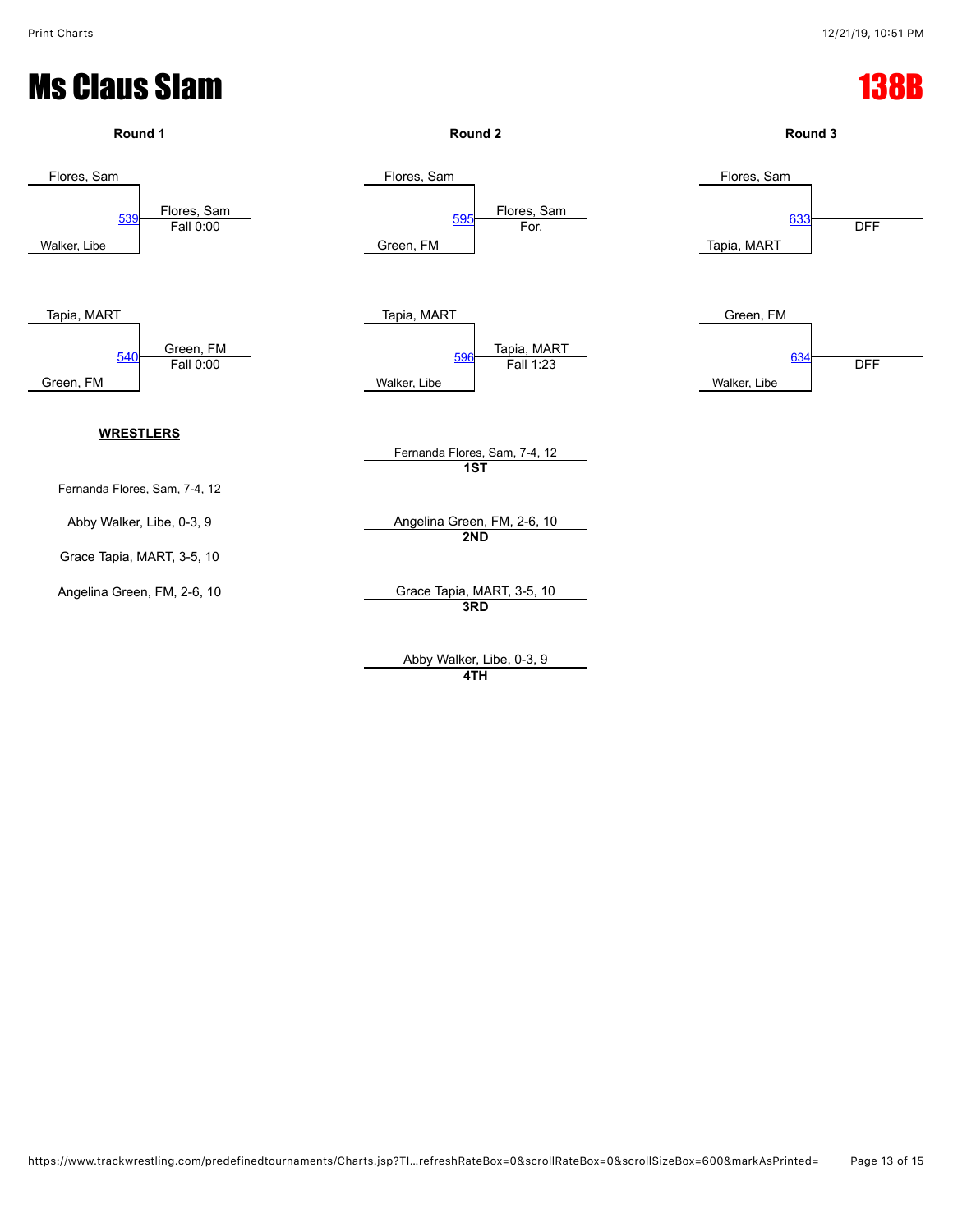# Ms Claus Slam

# 138B

### Round 1

| Match | Wrestler 1 | Wrestler 2 | Winner | Result |
|---|---|---|---|---|
| 539 | Flores, Sam | Walker, Libe | Flores, Sam | Fall 0:00 |
| 540 | Tapia, MART | Green, FM | Green, FM | Fall 0:00 |

### Round 2

| Match | Wrestler 1 | Wrestler 2 | Winner | Result |
|---|---|---|---|---|
| 595 | Flores, Sam | Green, FM | Flores, Sam | For. |
| 596 | Tapia, MART | Walker, Libe | Tapia, MART | Fall 1:23 |

### Round 3

| Match | Wrestler 1 | Wrestler 2 | Winner | Result |
|---|---|---|---|---|
| 633 | Flores, Sam | Tapia, MART | | DFF |
| 634 | Green, FM | Walker, Libe | | DFF |

**WRESTLERS**

Fernanda Flores, Sam, 7-4, 12

Abby Walker, Libe, 0-3, 9

Grace Tapia, MART, 3-5, 10

Angelina Green, FM, 2-6, 10

**Placements**

Fernanda Flores, Sam, 7-4, 12
**1ST**

Angelina Green, FM, 2-6, 10
**2ND**

Grace Tapia, MART, 3-5, 10
**3RD**

Abby Walker, Libe, 0-3, 9
**4TH**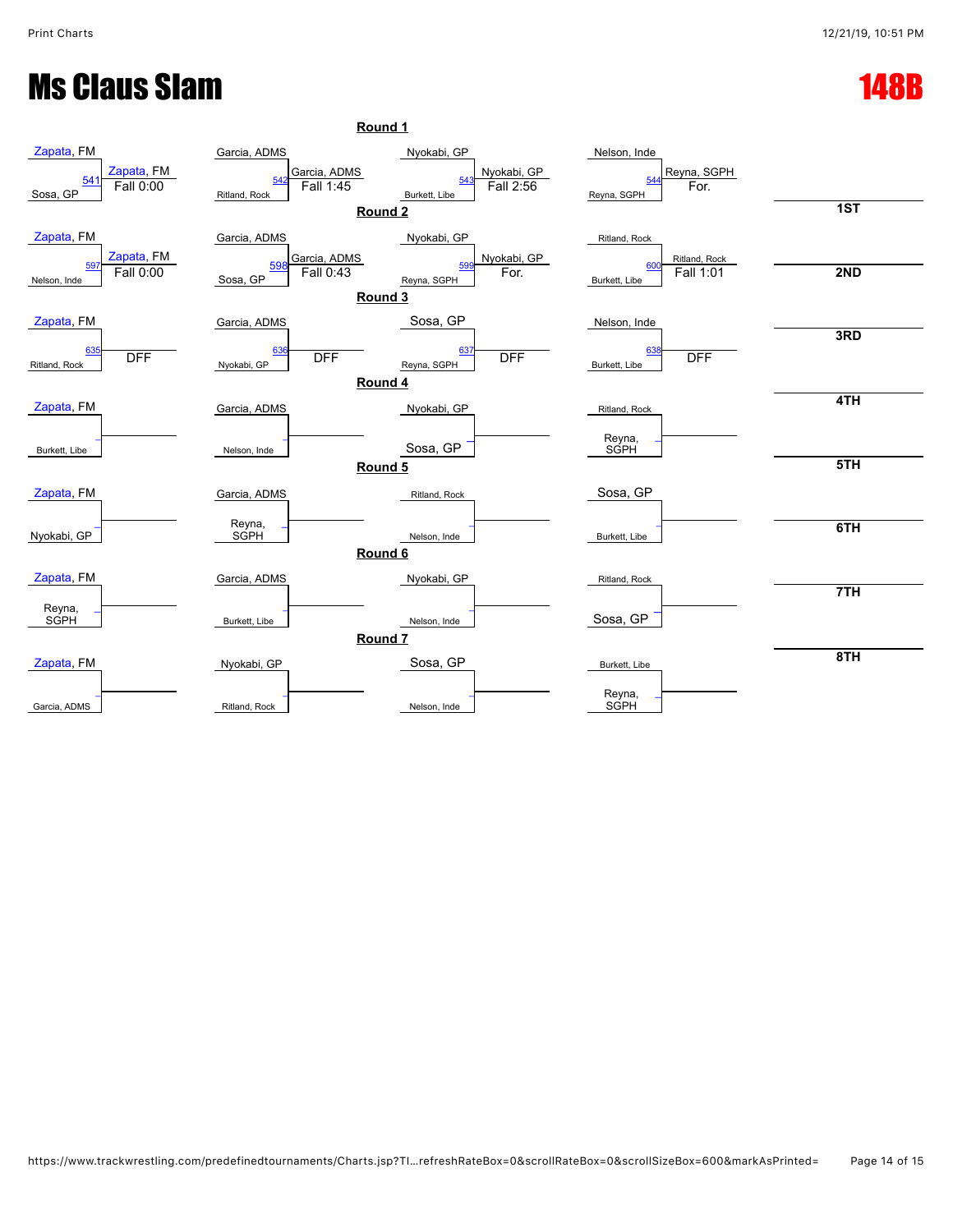# Ms Claus Slam

## 148B

### Round 1

| Wrestler 1 | Wrestler 2 | Bout | Winner | Result |
|---|---|---|---|---|
| Zapata, FM | Sosa, GP | 541 | Zapata, FM | Fall 0:00 |
| Garcia, ADMS | Ritland, Rock | 542 | Garcia, ADMS | Fall 1:45 |
| Nyokabi, GP | Burkett, Libe | 543 | Nyokabi, GP | Fall 2:56 |
| Nelson, Inde | Reyna, SGPH | 544 | Reyna, SGPH | For. |

### Round 2

| Wrestler 1 | Wrestler 2 | Bout | Winner | Result |
|---|---|---|---|---|
| Zapata, FM | Nelson, Inde | 597 | Zapata, FM | Fall 0:00 |
| Garcia, ADMS | Sosa, GP | 598 | Garcia, ADMS | Fall 0:43 |
| Nyokabi, GP | Reyna, SGPH | 599 | Nyokabi, GP | For. |
| Ritland, Rock | Burkett, Libe | 600 | Ritland, Rock | Fall 1:01 |

### Round 3

| Wrestler 1 | Wrestler 2 | Bout | Winner | Result |
|---|---|---|---|---|
| Zapata, FM | Ritland, Rock | 635 | | DFF |
| Garcia, ADMS | Nyokabi, GP | 636 | | DFF |
| Sosa, GP | Reyna, SGPH | 637 | | DFF |
| Nelson, Inde | Burkett, Libe | 638 | | DFF |

### Round 4

| Wrestler 1 | Wrestler 2 |
|---|---|
| Zapata, FM | Burkett, Libe |
| Garcia, ADMS | Nelson, Inde |
| Nyokabi, GP | Sosa, GP |
| Ritland, Rock | Reyna, SGPH |

### Round 5

| Wrestler 1 | Wrestler 2 |
|---|---|
| Zapata, FM | Nyokabi, GP |
| Garcia, ADMS | Reyna, SGPH |
| Ritland, Rock | Nelson, Inde |
| Sosa, GP | Burkett, Libe |

### Round 6

| Wrestler 1 | Wrestler 2 |
|---|---|
| Zapata, FM | Reyna, SGPH |
| Garcia, ADMS | Burkett, Libe |
| Nyokabi, GP | Nelson, Inde |
| Ritland, Rock | Sosa, GP |

### Round 7

| Wrestler 1 | Wrestler 2 |
|---|---|
| Zapata, FM | Garcia, ADMS |
| Nyokabi, GP | Ritland, Rock |
| Sosa, GP | Nelson, Inde |
| Burkett, Libe | Reyna, SGPH |

### Placements

| Place | Wrestler |
|---|---|
| 1ST | |
| 2ND | |
| 3RD | |
| 4TH | |
| 5TH | |
| 6TH | |
| 7TH | |
| 8TH | |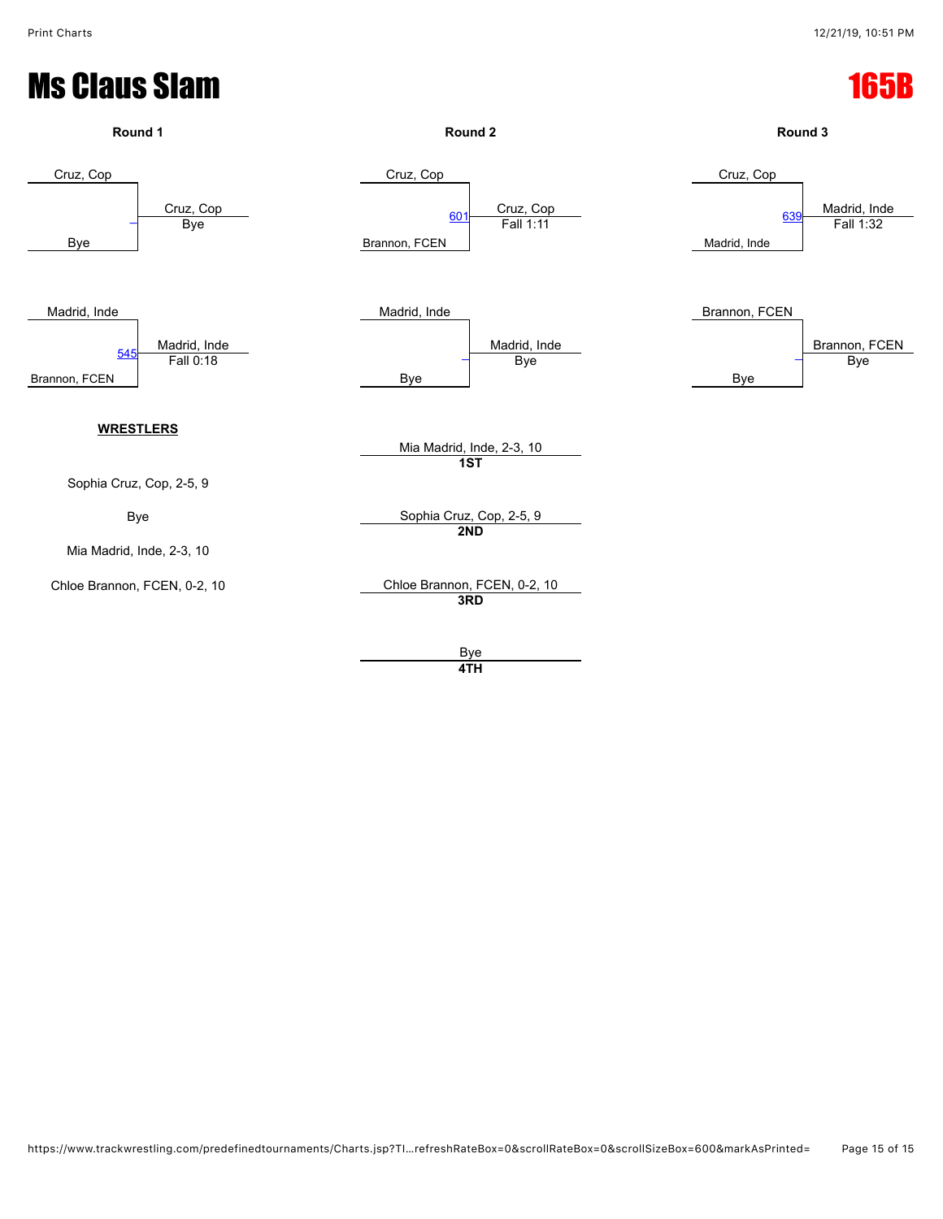# Ms Claus Slam

## 165B

### Round 1

Cruz, Cop
Bye
— Cruz, Cop
Bye

Madrid, Inde
Brannon, FCEN
545 Madrid, Inde
Fall 0:18

### Round 2

Cruz, Cop
Brannon, FCEN
601 Cruz, Cop
Fall 1:11

Madrid, Inde
Bye
— Madrid, Inde
Bye

### Round 3

Cruz, Cop
Madrid, Inde
639 Madrid, Inde
Fall 1:32

Brannon, FCEN
Bye
— Brannon, FCEN
Bye

**WRESTLERS**

Sophia Cruz, Cop, 2-5, 9

Bye

Mia Madrid, Inde, 2-3, 10

Chloe Brannon, FCEN, 0-2, 10

Mia Madrid, Inde, 2-3, 10
**1ST**

Sophia Cruz, Cop, 2-5, 9
**2ND**

Chloe Brannon, FCEN, 0-2, 10
**3RD**

Bye
**4TH**